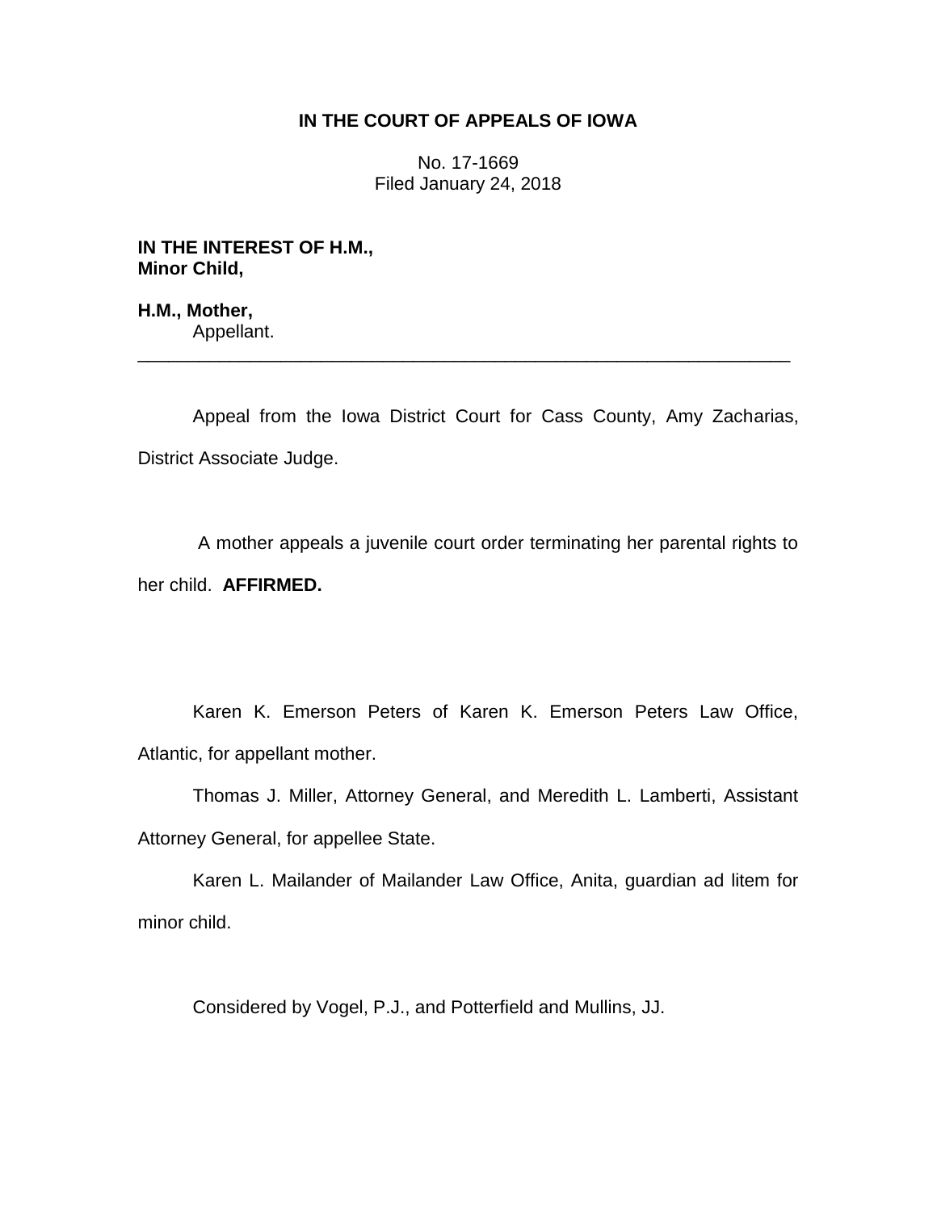**IN THE COURT OF APPEALS OF IOWA**

No. 17-1669
Filed January 24, 2018

**IN THE INTEREST OF H.M.,**
**Minor Child,**

**H.M., Mother,**
Appellant.

---

Appeal from the Iowa District Court for Cass County, Amy Zacharias, District Associate Judge.

A mother appeals a juvenile court order terminating her parental rights to her child. **AFFIRMED.**

Karen K. Emerson Peters of Karen K. Emerson Peters Law Office, Atlantic, for appellant mother.

Thomas J. Miller, Attorney General, and Meredith L. Lamberti, Assistant Attorney General, for appellee State.

Karen L. Mailander of Mailander Law Office, Anita, guardian ad litem for minor child.

Considered by Vogel, P.J., and Potterfield and Mullins, JJ.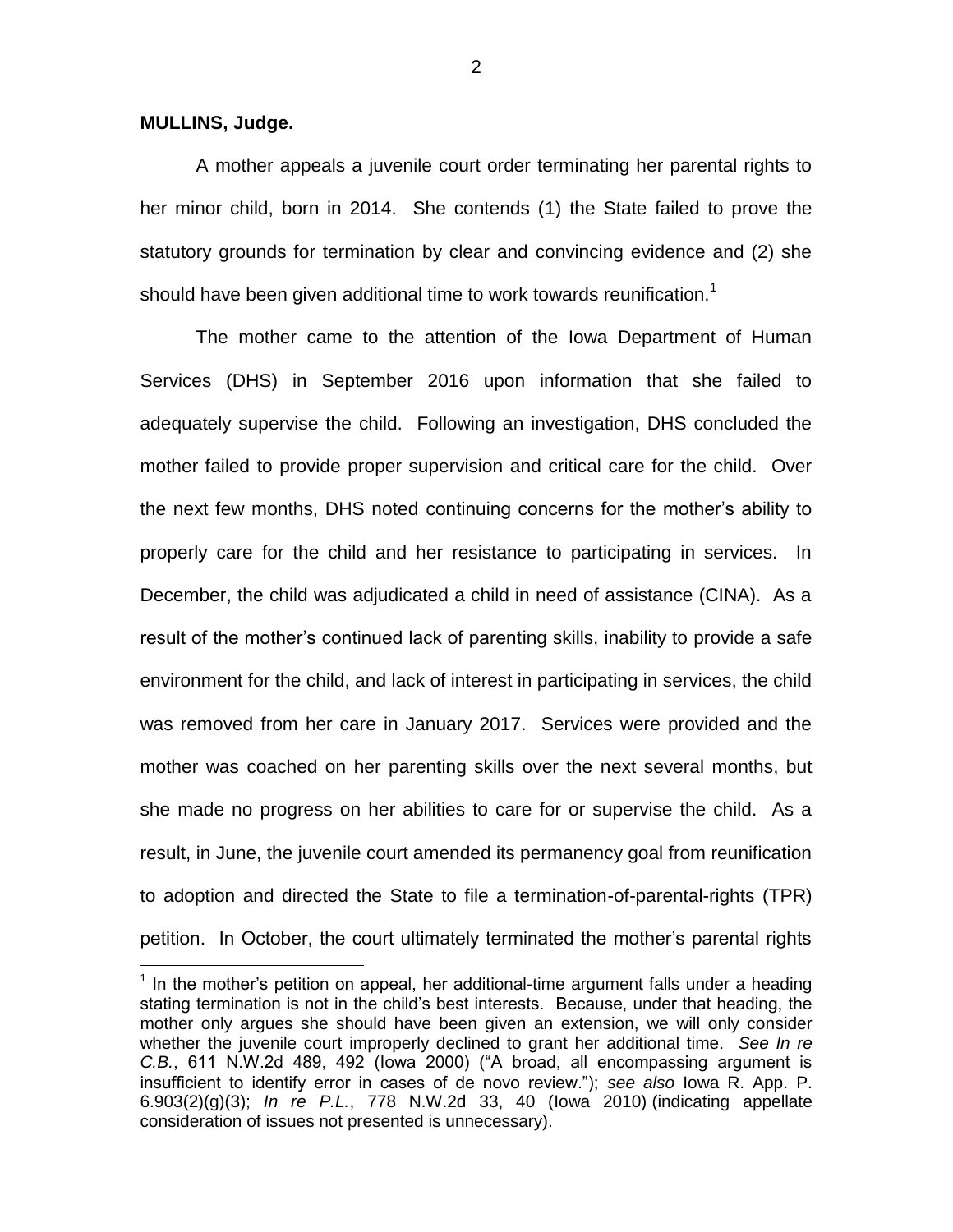**MULLINS, Judge.**

A mother appeals a juvenile court order terminating her parental rights to her minor child, born in 2014. She contends (1) the State failed to prove the statutory grounds for termination by clear and convincing evidence and (2) she should have been given additional time to work towards reunification.[1]

The mother came to the attention of the Iowa Department of Human Services (DHS) in September 2016 upon information that she failed to adequately supervise the child. Following an investigation, DHS concluded the mother failed to provide proper supervision and critical care for the child. Over the next few months, DHS noted continuing concerns for the mother's ability to properly care for the child and her resistance to participating in services. In December, the child was adjudicated a child in need of assistance (CINA). As a result of the mother's continued lack of parenting skills, inability to provide a safe environment for the child, and lack of interest in participating in services, the child was removed from her care in January 2017. Services were provided and the mother was coached on her parenting skills over the next several months, but she made no progress on her abilities to care for or supervise the child. As a result, in June, the juvenile court amended its permanency goal from reunification to adoption and directed the State to file a termination-of-parental-rights (TPR) petition. In October, the court ultimately terminated the mother's parental rights

[1] In the mother's petition on appeal, her additional-time argument falls under a heading stating termination is not in the child's best interests. Because, under that heading, the mother only argues she should have been given an extension, we will only consider whether the juvenile court improperly declined to grant her additional time. *See In re C.B.*, 611 N.W.2d 489, 492 (Iowa 2000) ("A broad, all encompassing argument is insufficient to identify error in cases of de novo review."); *see also* Iowa R. App. P. 6.903(2)(g)(3); *In re P.L.*, 778 N.W.2d 33, 40 (Iowa 2010) (indicating appellate consideration of issues not presented is unnecessary).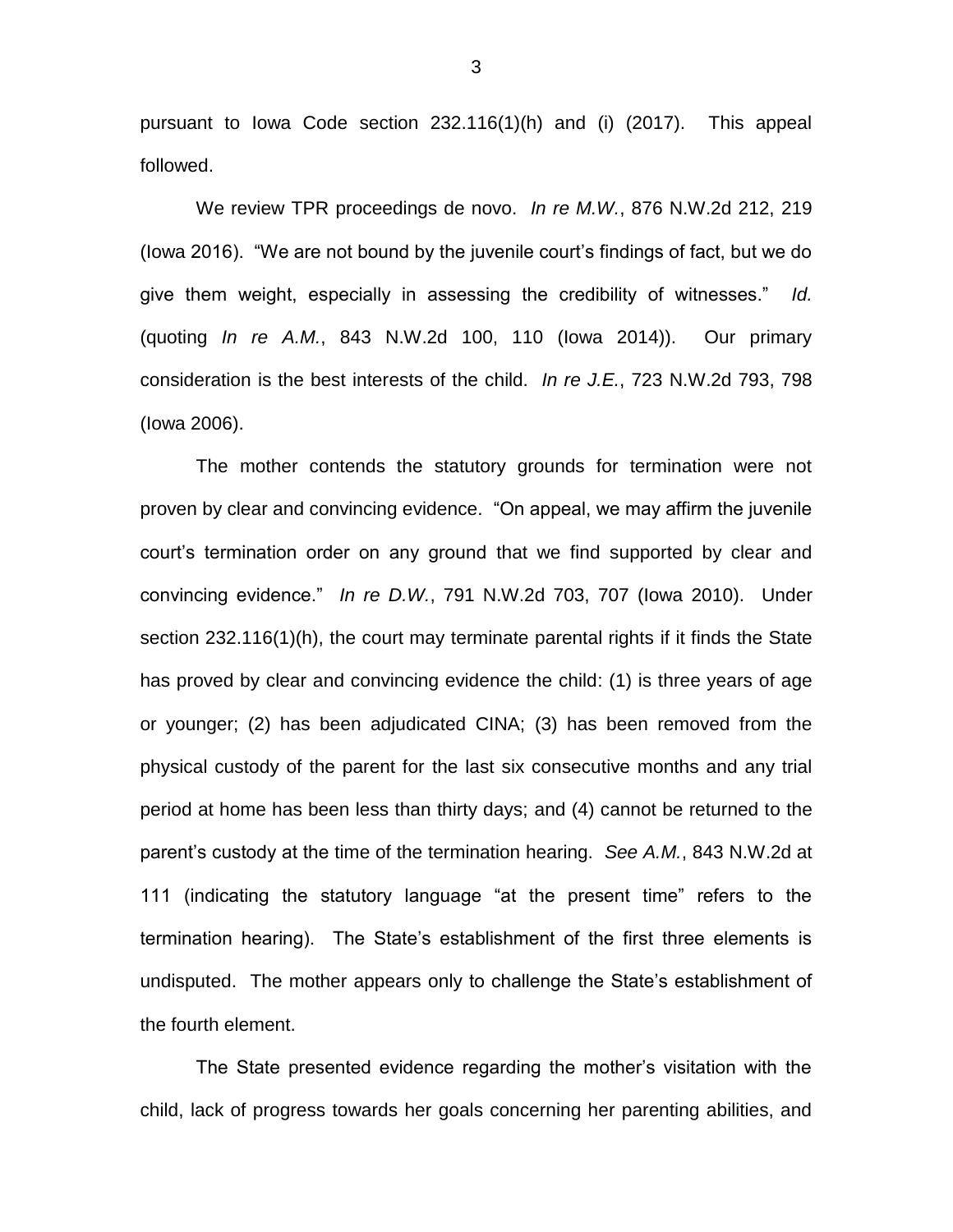pursuant to Iowa Code section 232.116(1)(h) and (i) (2017). This appeal followed.

We review TPR proceedings de novo. *In re M.W.*, 876 N.W.2d 212, 219 (Iowa 2016). "We are not bound by the juvenile court's findings of fact, but we do give them weight, especially in assessing the credibility of witnesses." *Id.* (quoting *In re A.M.*, 843 N.W.2d 100, 110 (Iowa 2014)). Our primary consideration is the best interests of the child. *In re J.E.*, 723 N.W.2d 793, 798 (Iowa 2006).

The mother contends the statutory grounds for termination were not proven by clear and convincing evidence. "On appeal, we may affirm the juvenile court's termination order on any ground that we find supported by clear and convincing evidence." *In re D.W.*, 791 N.W.2d 703, 707 (Iowa 2010). Under section 232.116(1)(h), the court may terminate parental rights if it finds the State has proved by clear and convincing evidence the child: (1) is three years of age or younger; (2) has been adjudicated CINA; (3) has been removed from the physical custody of the parent for the last six consecutive months and any trial period at home has been less than thirty days; and (4) cannot be returned to the parent's custody at the time of the termination hearing. *See A.M.*, 843 N.W.2d at 111 (indicating the statutory language "at the present time" refers to the termination hearing). The State's establishment of the first three elements is undisputed. The mother appears only to challenge the State's establishment of the fourth element.

The State presented evidence regarding the mother's visitation with the child, lack of progress towards her goals concerning her parenting abilities, and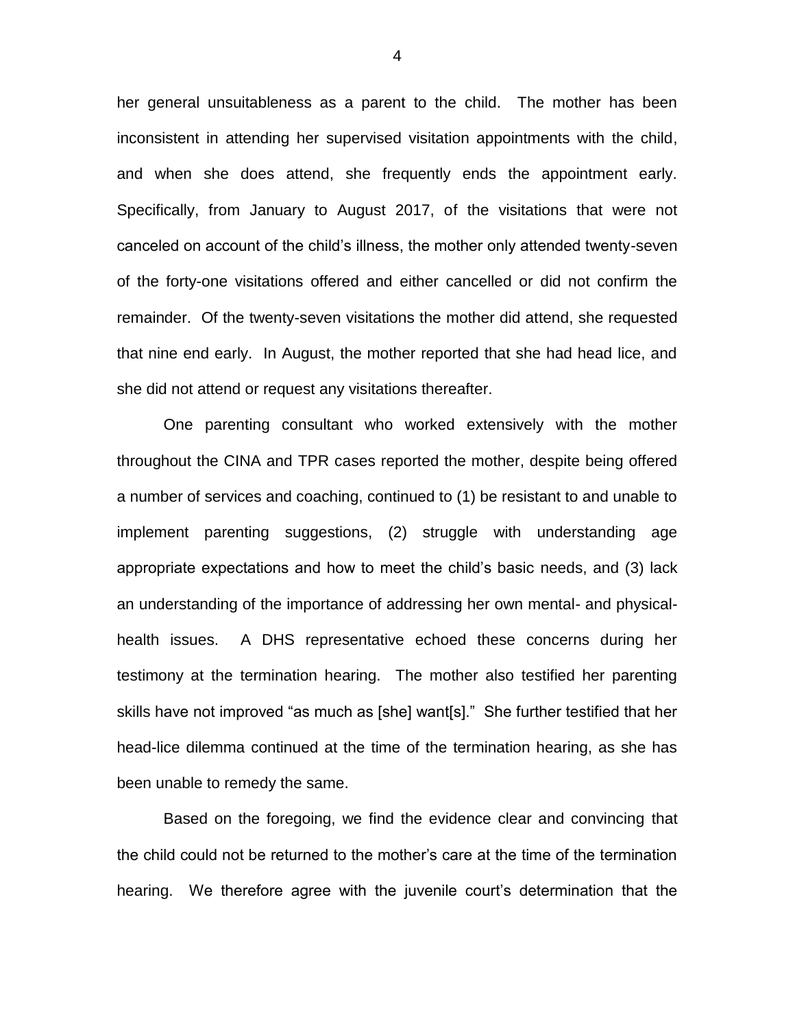her general unsuitableness as a parent to the child. The mother has been inconsistent in attending her supervised visitation appointments with the child, and when she does attend, she frequently ends the appointment early. Specifically, from January to August 2017, of the visitations that were not canceled on account of the child's illness, the mother only attended twenty-seven of the forty-one visitations offered and either cancelled or did not confirm the remainder. Of the twenty-seven visitations the mother did attend, she requested that nine end early. In August, the mother reported that she had head lice, and she did not attend or request any visitations thereafter.

One parenting consultant who worked extensively with the mother throughout the CINA and TPR cases reported the mother, despite being offered a number of services and coaching, continued to (1) be resistant to and unable to implement parenting suggestions, (2) struggle with understanding age appropriate expectations and how to meet the child's basic needs, and (3) lack an understanding of the importance of addressing her own mental- and physical-health issues. A DHS representative echoed these concerns during her testimony at the termination hearing. The mother also testified her parenting skills have not improved "as much as [she] want[s]." She further testified that her head-lice dilemma continued at the time of the termination hearing, as she has been unable to remedy the same.

Based on the foregoing, we find the evidence clear and convincing that the child could not be returned to the mother's care at the time of the termination hearing. We therefore agree with the juvenile court's determination that the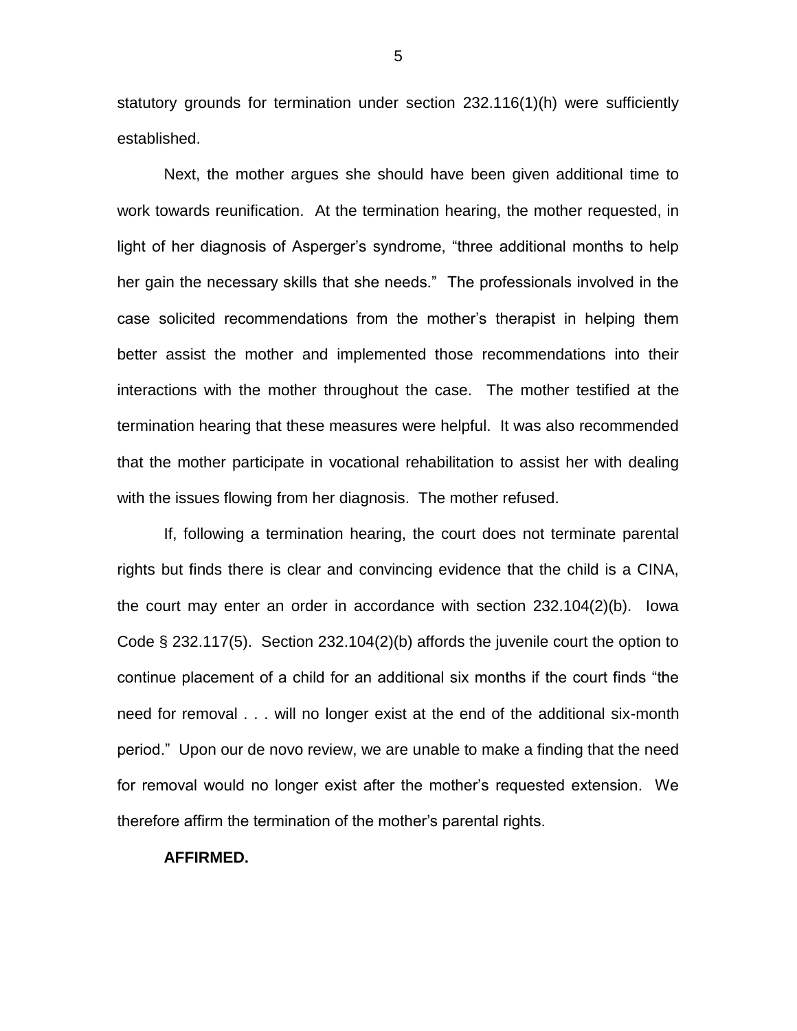statutory grounds for termination under section 232.116(1)(h) were sufficiently established.

Next, the mother argues she should have been given additional time to work towards reunification. At the termination hearing, the mother requested, in light of her diagnosis of Asperger's syndrome, "three additional months to help her gain the necessary skills that she needs." The professionals involved in the case solicited recommendations from the mother's therapist in helping them better assist the mother and implemented those recommendations into their interactions with the mother throughout the case. The mother testified at the termination hearing that these measures were helpful. It was also recommended that the mother participate in vocational rehabilitation to assist her with dealing with the issues flowing from her diagnosis. The mother refused.

If, following a termination hearing, the court does not terminate parental rights but finds there is clear and convincing evidence that the child is a CINA, the court may enter an order in accordance with section 232.104(2)(b). Iowa Code § 232.117(5). Section 232.104(2)(b) affords the juvenile court the option to continue placement of a child for an additional six months if the court finds "the need for removal . . . will no longer exist at the end of the additional six-month period." Upon our de novo review, we are unable to make a finding that the need for removal would no longer exist after the mother's requested extension. We therefore affirm the termination of the mother's parental rights.

**AFFIRMED.**